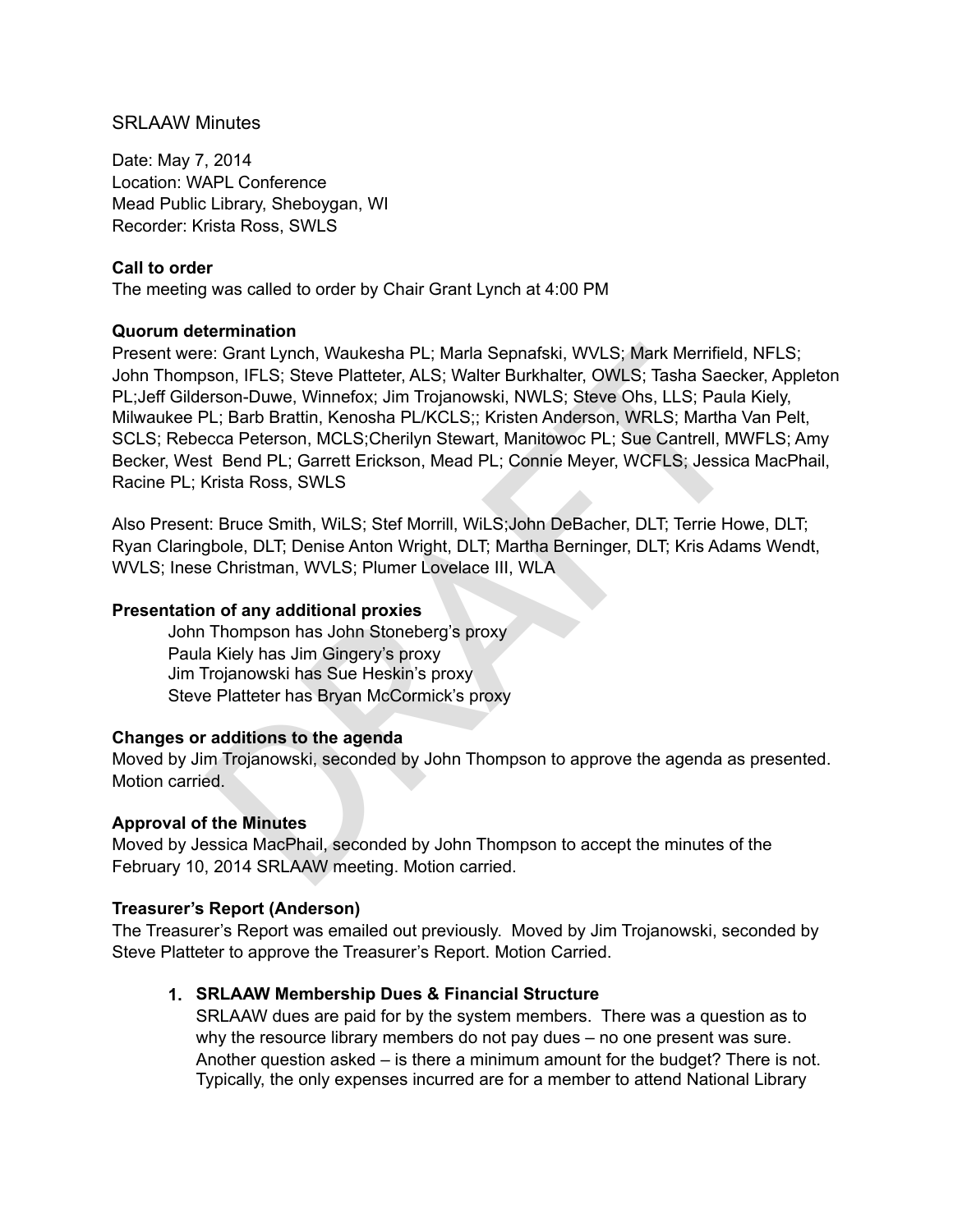SRLAAW Minutes

Date: May 7, 2014
Location: WAPL Conference
Mead Public Library, Sheboygan, WI
Recorder: Krista Ross, SWLS

**Call to order**
The meeting was called to order by Chair Grant Lynch at 4:00 PM

**Quorum determination**
Present were: Grant Lynch, Waukesha PL; Marla Sepnafski, WVLS; Mark Merrifield, NFLS; John Thompson, IFLS; Steve Platteter, ALS; Walter Burkhalter, OWLS; Tasha Saecker, Appleton PL;Jeff Gilderson-Duwe, Winnefox; Jim Trojanowski, NWLS; Steve Ohs, LLS; Paula Kiely, Milwaukee PL; Barb Brattin, Kenosha PL/KCLS;; Kristen Anderson, WRLS; Martha Van Pelt, SCLS; Rebecca Peterson, MCLS;Cherilyn Stewart, Manitowoc PL; Sue Cantrell, MWFLS; Amy Becker, West Bend PL; Garrett Erickson, Mead PL; Connie Meyer, WCFLS; Jessica MacPhail, Racine PL; Krista Ross, SWLS

Also Present: Bruce Smith, WiLS; Stef Morrill, WiLS;John DeBacher, DLT; Terrie Howe, DLT; Ryan Claringbole, DLT; Denise Anton Wright, DLT; Martha Berninger, DLT; Kris Adams Wendt, WVLS; Inese Christman, WVLS; Plumer Lovelace III, WLA

**Presentation of any additional proxies**

John Thompson has John Stoneberg's proxy
Paula Kiely has Jim Gingery's proxy
Jim Trojanowski has Sue Heskin's proxy
Steve Platteter has Bryan McCormick's proxy

**Changes or additions to the agenda**
Moved by Jim Trojanowski, seconded by John Thompson to approve the agenda as presented. Motion carried.

**Approval of the Minutes**
Moved by Jessica MacPhail, seconded by John Thompson to accept the minutes of the February 10, 2014 SRLAAW meeting. Motion carried.

**Treasurer's Report (Anderson)**
The Treasurer's Report was emailed out previously. Moved by Jim Trojanowski, seconded by Steve Platteter to approve the Treasurer's Report. Motion Carried.

1. **SRLAAW Membership Dues & Financial Structure**
   SRLAAW dues are paid for by the system members. There was a question as to why the resource library members do not pay dues – no one present was sure. Another question asked – is there a minimum amount for the budget? There is not. Typically, the only expenses incurred are for a member to attend National Library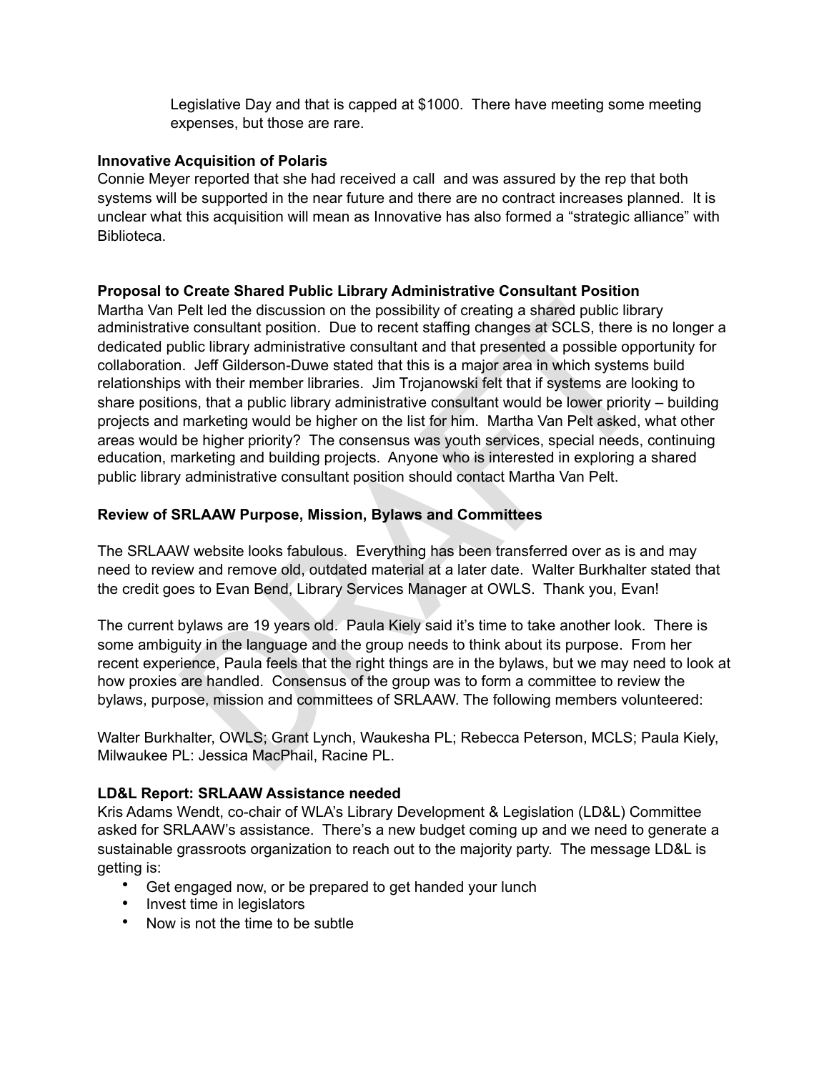Legislative Day and that is capped at $1000. There have meeting some meeting expenses, but those are rare.

**Innovative Acquisition of Polaris**

Connie Meyer reported that she had received a call and was assured by the rep that both systems will be supported in the near future and there are no contract increases planned. It is unclear what this acquisition will mean as Innovative has also formed a "strategic alliance" with Biblioteca.

**Proposal to Create Shared Public Library Administrative Consultant Position**

Martha Van Pelt led the discussion on the possibility of creating a shared public library administrative consultant position. Due to recent staffing changes at SCLS, there is no longer a dedicated public library administrative consultant and that presented a possible opportunity for collaboration. Jeff Gilderson-Duwe stated that this is a major area in which systems build relationships with their member libraries. Jim Trojanowski felt that if systems are looking to share positions, that a public library administrative consultant would be lower priority – building projects and marketing would be higher on the list for him. Martha Van Pelt asked, what other areas would be higher priority? The consensus was youth services, special needs, continuing education, marketing and building projects. Anyone who is interested in exploring a shared public library administrative consultant position should contact Martha Van Pelt.

**Review of SRLAAW Purpose, Mission, Bylaws and Committees**

The SRLAAW website looks fabulous. Everything has been transferred over as is and may need to review and remove old, outdated material at a later date. Walter Burkhalter stated that the credit goes to Evan Bend, Library Services Manager at OWLS. Thank you, Evan!

The current bylaws are 19 years old. Paula Kiely said it's time to take another look. There is some ambiguity in the language and the group needs to think about its purpose. From her recent experience, Paula feels that the right things are in the bylaws, but we may need to look at how proxies are handled. Consensus of the group was to form a committee to review the bylaws, purpose, mission and committees of SRLAAW. The following members volunteered:

Walter Burkhalter, OWLS; Grant Lynch, Waukesha PL; Rebecca Peterson, MCLS; Paula Kiely, Milwaukee PL: Jessica MacPhail, Racine PL.

**LD&L Report: SRLAAW Assistance needed**

Kris Adams Wendt, co-chair of WLA's Library Development & Legislation (LD&L) Committee asked for SRLAAW's assistance. There's a new budget coming up and we need to generate a sustainable grassroots organization to reach out to the majority party. The message LD&L is getting is:

- Get engaged now, or be prepared to get handed your lunch
- Invest time in legislators
- Now is not the time to be subtle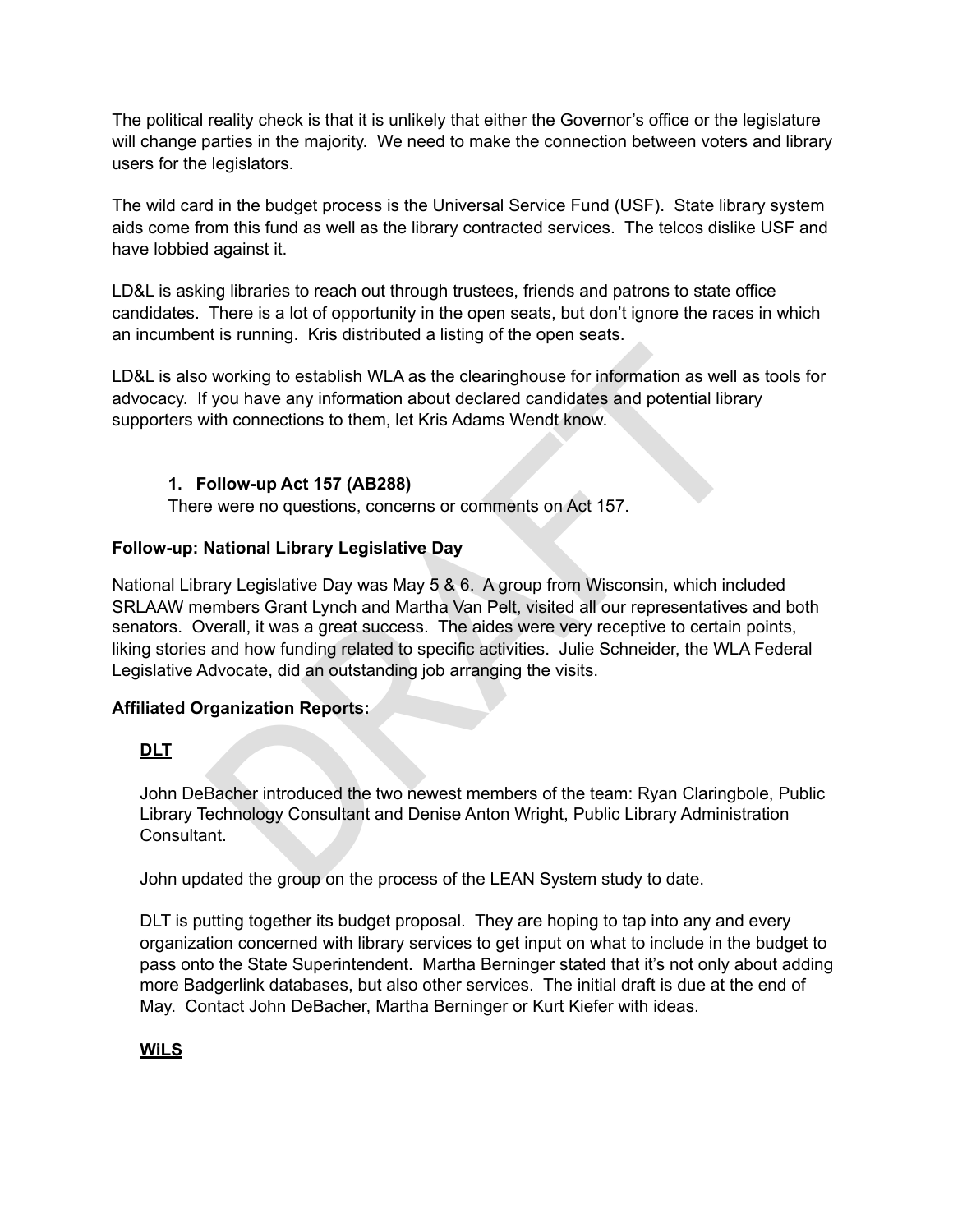The political reality check is that it is unlikely that either the Governor's office or the legislature will change parties in the majority. We need to make the connection between voters and library users for the legislators.

The wild card in the budget process is the Universal Service Fund (USF). State library system aids come from this fund as well as the library contracted services. The telcos dislike USF and have lobbied against it.

LD&L is asking libraries to reach out through trustees, friends and patrons to state office candidates. There is a lot of opportunity in the open seats, but don't ignore the races in which an incumbent is running. Kris distributed a listing of the open seats.

LD&L is also working to establish WLA as the clearinghouse for information as well as tools for advocacy. If you have any information about declared candidates and potential library supporters with connections to them, let Kris Adams Wendt know.

1. **Follow-up Act 157 (AB288)**

   There were no questions, concerns or comments on Act 157.

**Follow-up: National Library Legislative Day**

National Library Legislative Day was May 5 & 6. A group from Wisconsin, which included SRLAAW members Grant Lynch and Martha Van Pelt, visited all our representatives and both senators. Overall, it was a great success. The aides were very receptive to certain points, liking stories and how funding related to specific activities. Julie Schneider, the WLA Federal Legislative Advocate, did an outstanding job arranging the visits.

**Affiliated Organization Reports:**

**DLT**

John DeBacher introduced the two newest members of the team: Ryan Claringbole, Public Library Technology Consultant and Denise Anton Wright, Public Library Administration Consultant.

John updated the group on the process of the LEAN System study to date.

DLT is putting together its budget proposal. They are hoping to tap into any and every organization concerned with library services to get input on what to include in the budget to pass onto the State Superintendent. Martha Berninger stated that it's not only about adding more Badgerlink databases, but also other services. The initial draft is due at the end of May. Contact John DeBacher, Martha Berninger or Kurt Kiefer with ideas.

**WiLS**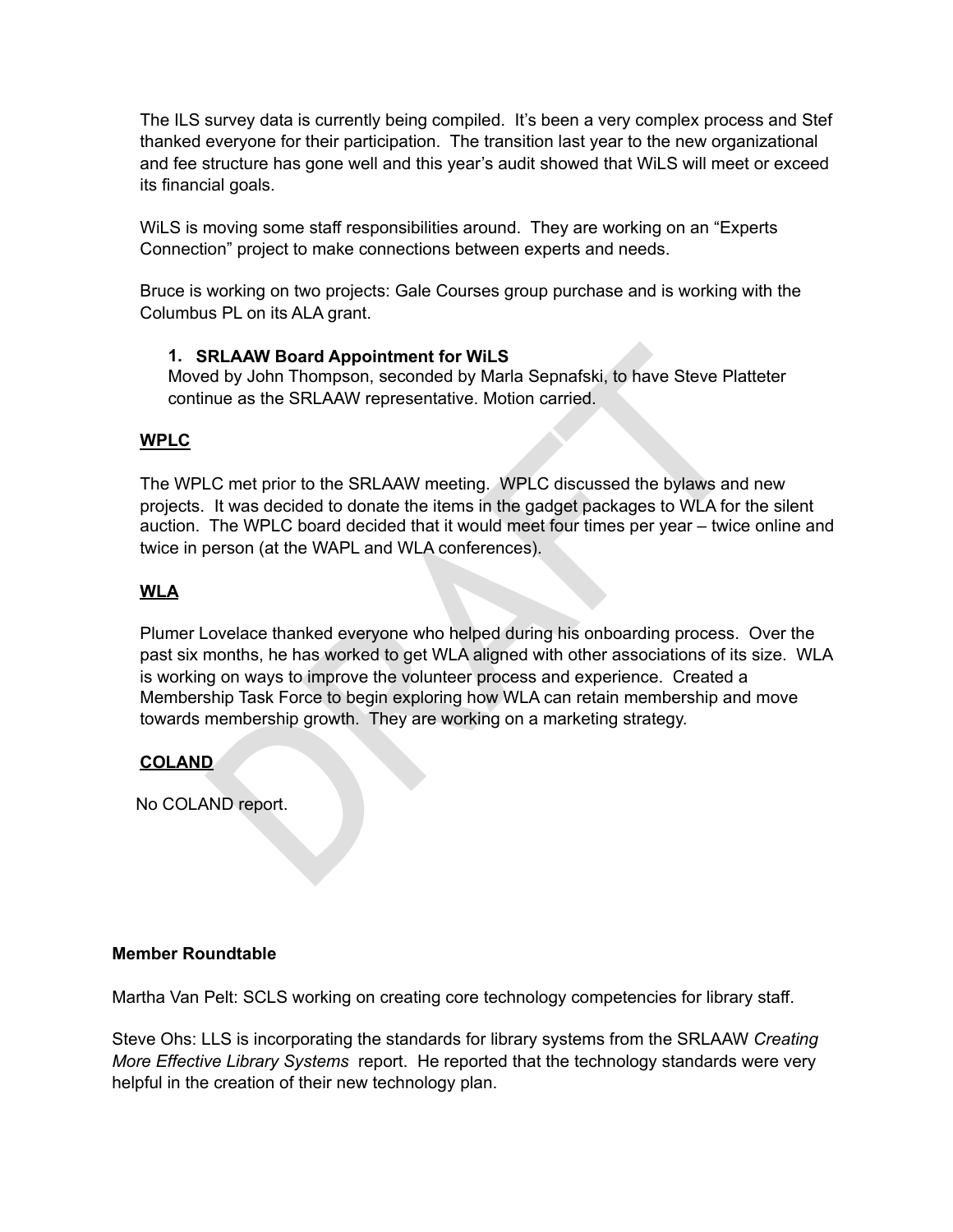The ILS survey data is currently being compiled. It's been a very complex process and Stef thanked everyone for their participation. The transition last year to the new organizational and fee structure has gone well and this year's audit showed that WiLS will meet or exceed its financial goals.

WiLS is moving some staff responsibilities around. They are working on an "Experts Connection" project to make connections between experts and needs.

Bruce is working on two projects: Gale Courses group purchase and is working with the Columbus PL on its ALA grant.

1. **SRLAAW Board Appointment for WiLS**
   Moved by John Thompson, seconded by Marla Sepnafski, to have Steve Platteter continue as the SRLAAW representative. Motion carried.

**WPLC**

The WPLC met prior to the SRLAAW meeting. WPLC discussed the bylaws and new projects. It was decided to donate the items in the gadget packages to WLA for the silent auction. The WPLC board decided that it would meet four times per year – twice online and twice in person (at the WAPL and WLA conferences).

**WLA**

Plumer Lovelace thanked everyone who helped during his onboarding process. Over the past six months, he has worked to get WLA aligned with other associations of its size. WLA is working on ways to improve the volunteer process and experience. Created a Membership Task Force to begin exploring how WLA can retain membership and move towards membership growth. They are working on a marketing strategy.

**COLAND**

No COLAND report.

**Member Roundtable**

Martha Van Pelt: SCLS working on creating core technology competencies for library staff.

Steve Ohs: LLS is incorporating the standards for library systems from the SRLAAW *Creating More Effective Library Systems* report. He reported that the technology standards were very helpful in the creation of their new technology plan.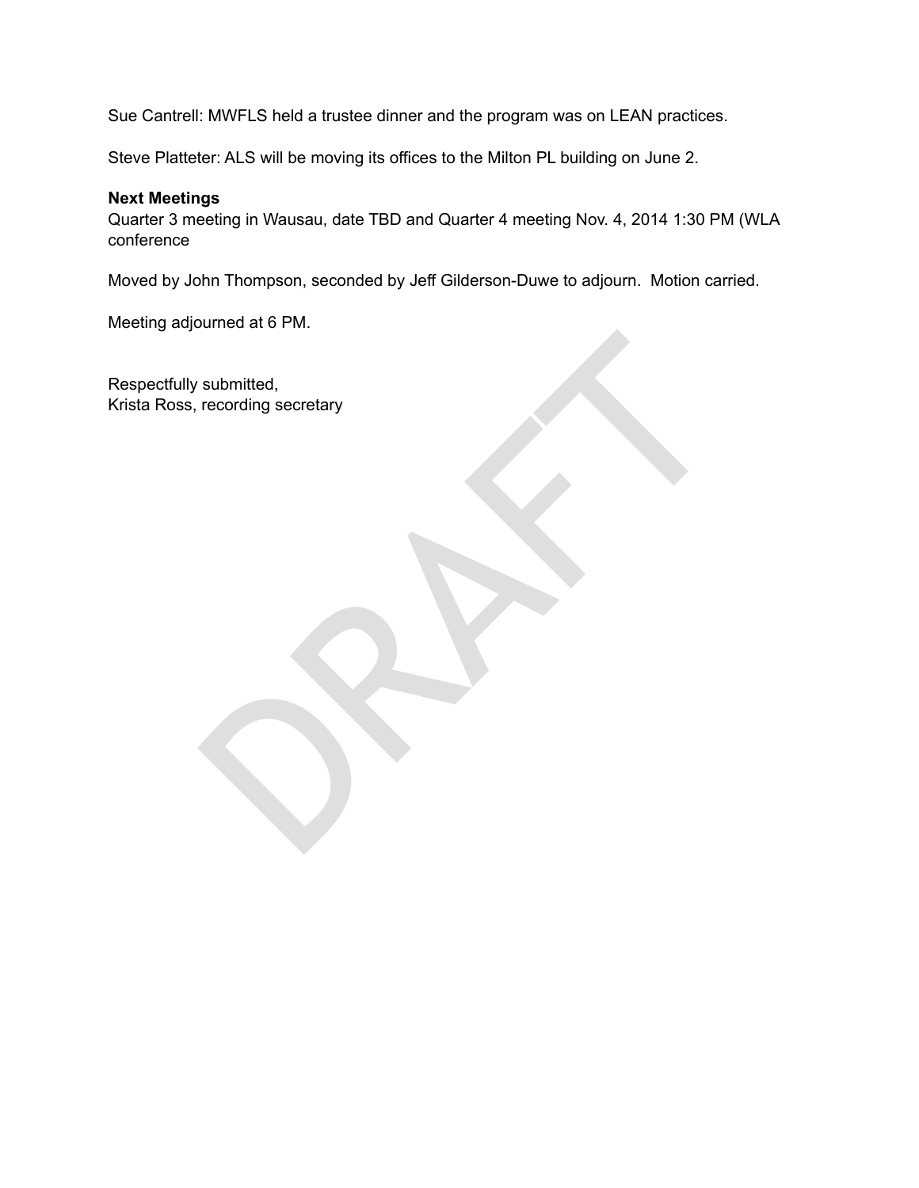Sue Cantrell: MWFLS held a trustee dinner and the program was on LEAN practices.

Steve Platteter: ALS will be moving its offices to the Milton PL building on June 2.

**Next Meetings**
Quarter 3 meeting in Wausau, date TBD and Quarter 4 meeting Nov. 4, 2014 1:30 PM (WLA conference

Moved by John Thompson, seconded by Jeff Gilderson-Duwe to adjourn. Motion carried.

Meeting adjourned at 6 PM.

Respectfully submitted,
Krista Ross, recording secretary

DRAFT